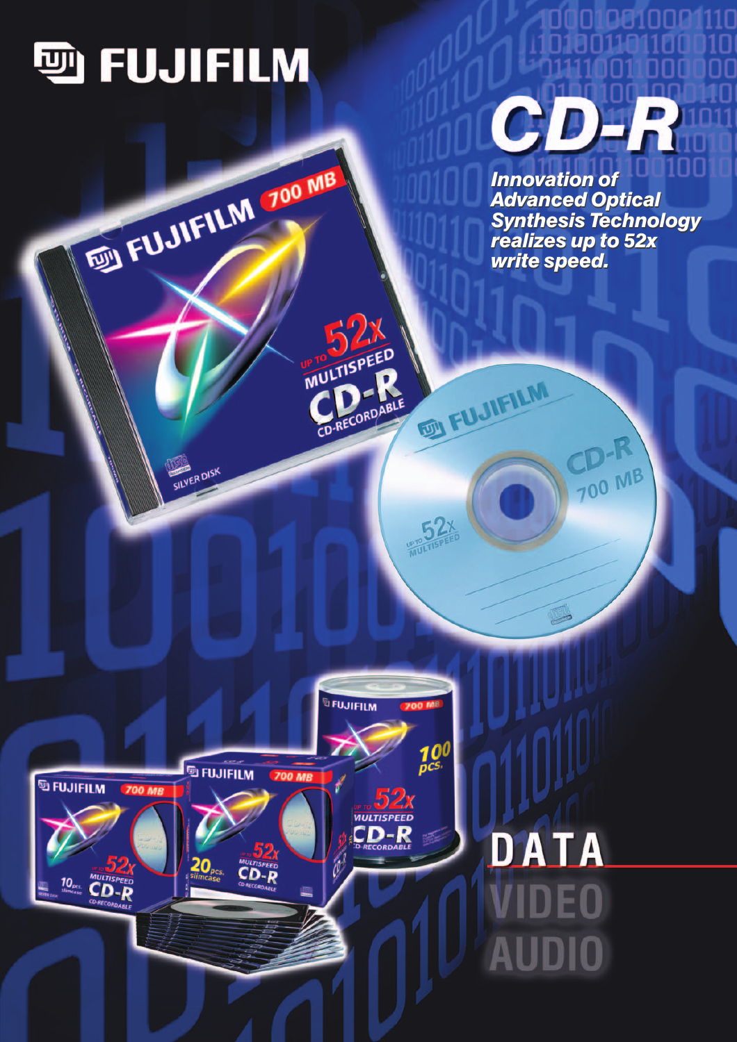# FUJIFILM

# CD-R

***Innovation of Advanced Optical Synthesis Technology realizes up to 52x write speed.***

**DATA**

**VIDEO**

**AUDIO**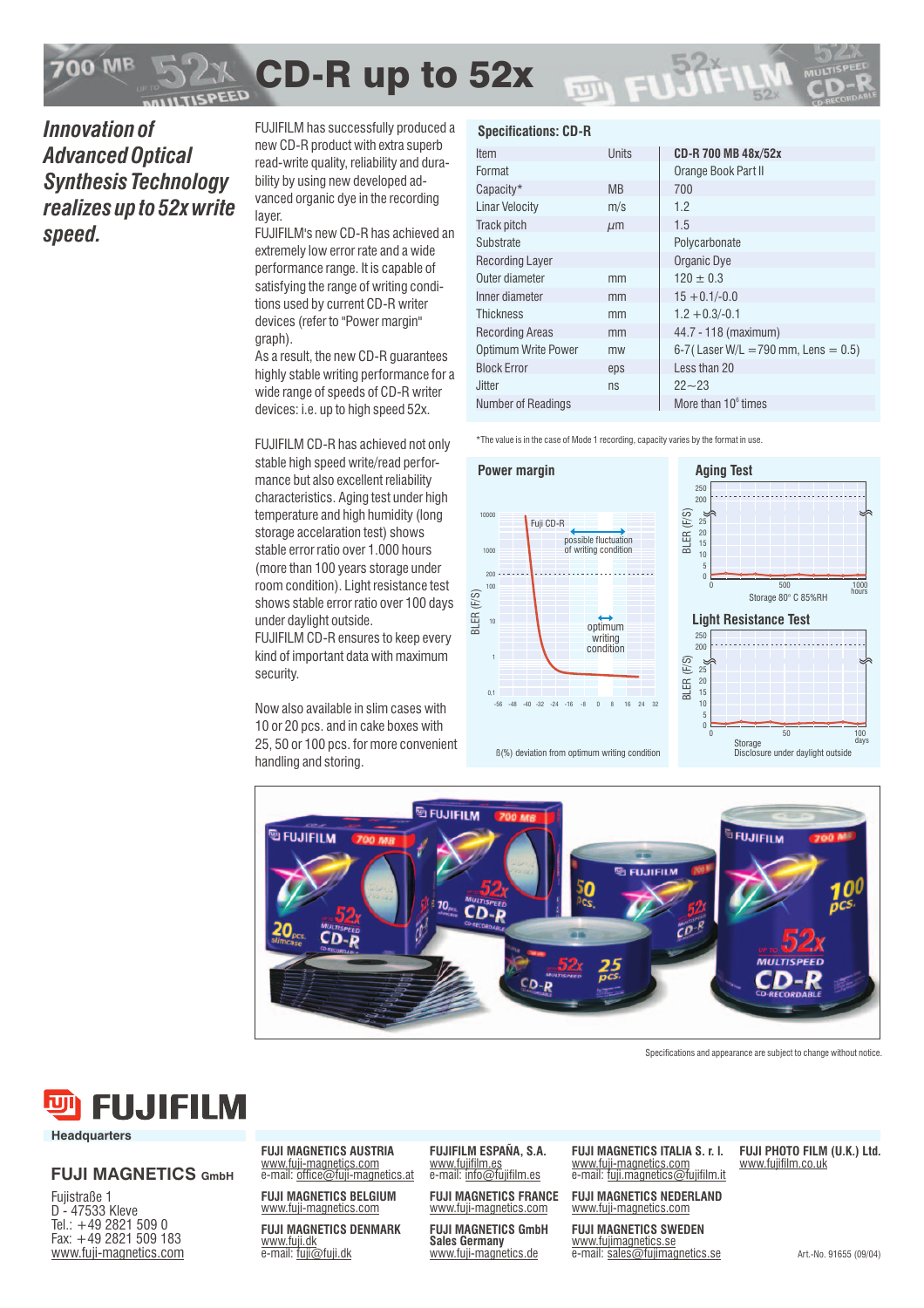# CRITICAL: CD-R up to 52x

*Innovation of Advanced Optical Synthesis Technology realizes up to 52x write speed.*

FUJIFILM has successfully produced a new CD-R product with extra superb read-write quality, reliability and durability by using new developed advanced organic dye in the recording layer.

FUJIFILM's new CD-R has achieved an extremely low error rate and a wide performance range. It is capable of satisfying the range of writing conditions used by current CD-R writer devices (refer to "Power margin" graph).

As a result, the new CD-R guarantees highly stable writing performance for a wide range of speeds of CD-R writer devices: i.e. up to high speed 52x.

FUJIFILM CD-R has achieved not only stable high speed write/read performance but also excellent reliability characteristics. Aging test under high temperature and high humidity (long storage accelaration test) shows stable error ratio over 1.000 hours (more than 100 years storage under room condition). Light resistance test shows stable error ratio over 100 days under daylight outside.

FUJIFILM CD-R ensures to keep every kind of important data with maximum security.

Now also available in slim cases with 10 or 20 pcs. and in cake boxes with 25, 50 or 100 pcs. for more convenient handling and storing.

## Specifications: CD-R

| Item | Units | CD-R 700 MB 48x/52x |
|---|---|---|
| Format | | Orange Book Part II |
| Capacity* | MB | 700 |
| Linar Velocity | m/s | 1.2 |
| Track pitch | $\mu m$ | 1.5 |
| Substrate | | Polycarbonate |
| Recording Layer | | Organic Dye |
| Outer diameter | mm | 120 ± 0.3 |
| Inner diameter | mm | 15 +0.1/-0.0 |
| Thickness | mm | 1.2 +0.3/-0.1 |
| Recording Areas | mm | 44.7 - 118 (maximum) |
| Optimum Write Power | mw | 6-7 (Laser W/L = 790 mm, Lens = 0.5) |
| Block Error | eps | Less than 20 |
| Jitter | ns | 22~23 |
| Number of Readings | | More than $10^6$ times |

*The value is in the case of Mode 1 recording, capacity varies by the format in use.

### Power margin

BLER (F/S)

10000
1000
200
100
10
1
0.1

Fuji CD-R

possible fluctuation of writing condition

optimum writing condition

-56 -48 -40 -32 -24 -16 -8 0 8 16 24 32

ß(%) deviation from optimum writing condition

### Aging Test

BLER (F/S)

250
200
25
20
15
10
5
0

0 500 1000 hours

Storage 80° C 85%RH

### Light Resistance Test

BLER (F/S)

250
200
25
20
15
10
5
0

0 50 100 days

Storage
Disclosure under daylight outside

Specifications and appearance are subject to change without notice.

**FUJIFILM**

**Headquarters**

**FUJI MAGNETICS GmbH**
Fujistraße 1
D - 47533 Kleve
Tel.: +49 2821 509 0
Fax: +49 2821 509 183
www.fuji-magnetics.com

**FUJI MAGNETICS AUSTRIA**
www.fuji-magnetics.com
e-mail: office@fuji-magnetics.at

**FUJI MAGNETICS BELGIUM**
www.fuji-magnetics.com

**FUJI MAGNETICS DENMARK**
www.fuji.dk
e-mail: fuji@fuji.dk

**FUJIFILM ESPAÑA, S.A.**
www.fujifilm.es
e-mail: info@fujifilm.es

**FUJI MAGNETICS FRANCE**
www.fuji-magnetics.com

**FUJI MAGNETICS GmbH Sales Germany**
www.fuji-magnetics.de

**FUJI MAGNETICS ITALIA S. r. l.**
www.fuji-magnetics.com
e-mail: fuji.magnetics@fujifilm.it

**FUJI MAGNETICS NEDERLAND**
www.fuji-magnetics.com

**FUJI MAGNETICS SWEDEN**
www.fujimagnetics.se
e-mail: sales@fujimagnetics.se

**FUJI PHOTO FILM (U.K.) Ltd.**
www.fujifilm.co.uk

Art.-No. 91655 (09/04)